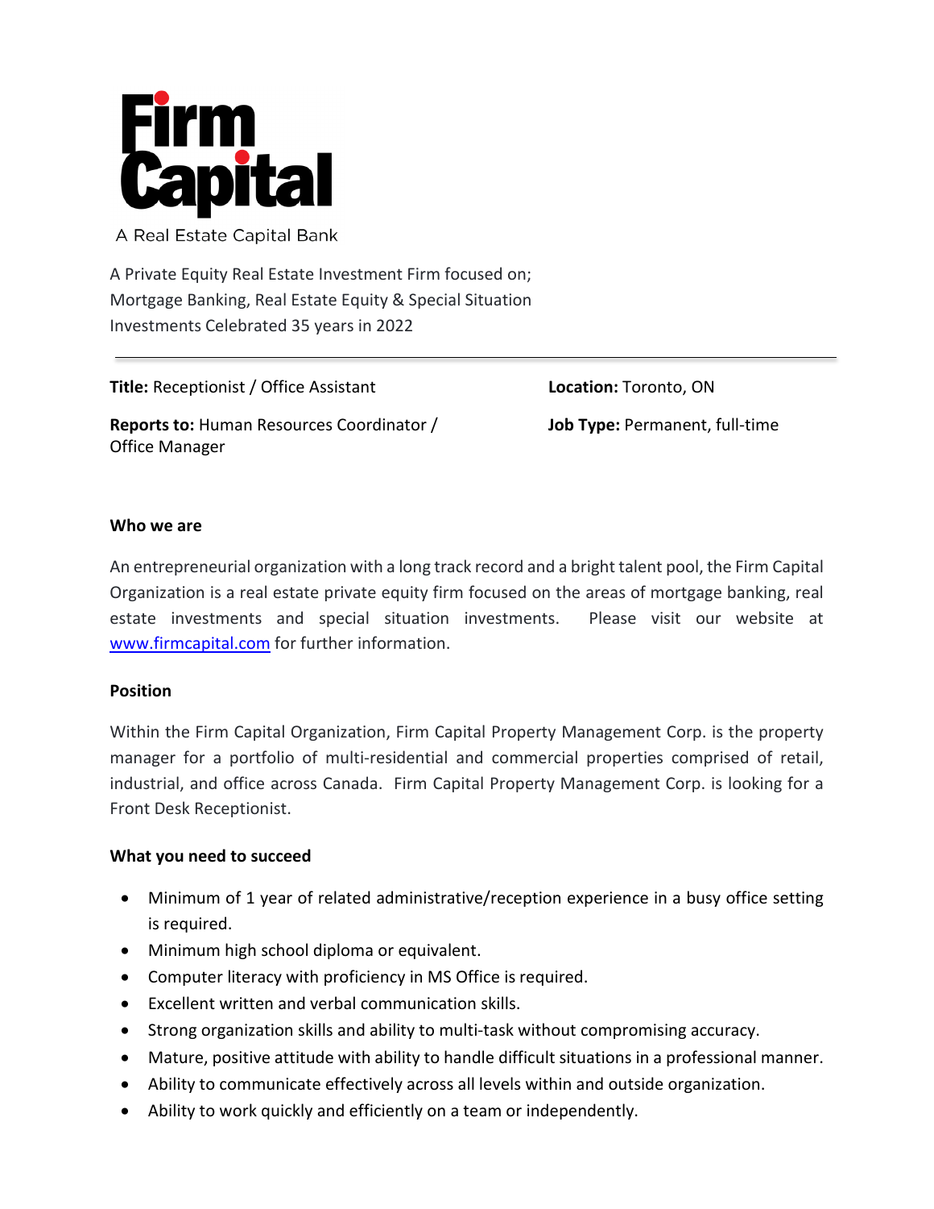# Firm Capital

A Real Estate Capital Bank

A Private Equity Real Estate Investment Firm focused on; Mortgage Banking, Real Estate Equity & Special Situation Investments Celebrated 35 years in 2022

---

**Title:** Receptionist / Office Assistant

**Location:** Toronto, ON

**Reports to:** Human Resources Coordinator / Office Manager

**Job Type:** Permanent, full-time

**Who we are**

An entrepreneurial organization with a long track record and a bright talent pool, the Firm Capital Organization is a real estate private equity firm focused on the areas of mortgage banking, real estate investments and special situation investments. Please visit our website at [www.firmcapital.com](http://www.firmcapital.com) for further information.

**Position**

Within the Firm Capital Organization, Firm Capital Property Management Corp. is the property manager for a portfolio of multi-residential and commercial properties comprised of retail, industrial, and office across Canada. Firm Capital Property Management Corp. is looking for a Front Desk Receptionist.

**What you need to succeed**

- Minimum of 1 year of related administrative/reception experience in a busy office setting is required.
- Minimum high school diploma or equivalent.
- Computer literacy with proficiency in MS Office is required.
- Excellent written and verbal communication skills.
- Strong organization skills and ability to multi-task without compromising accuracy.
- Mature, positive attitude with ability to handle difficult situations in a professional manner.
- Ability to communicate effectively across all levels within and outside organization.
- Ability to work quickly and efficiently on a team or independently.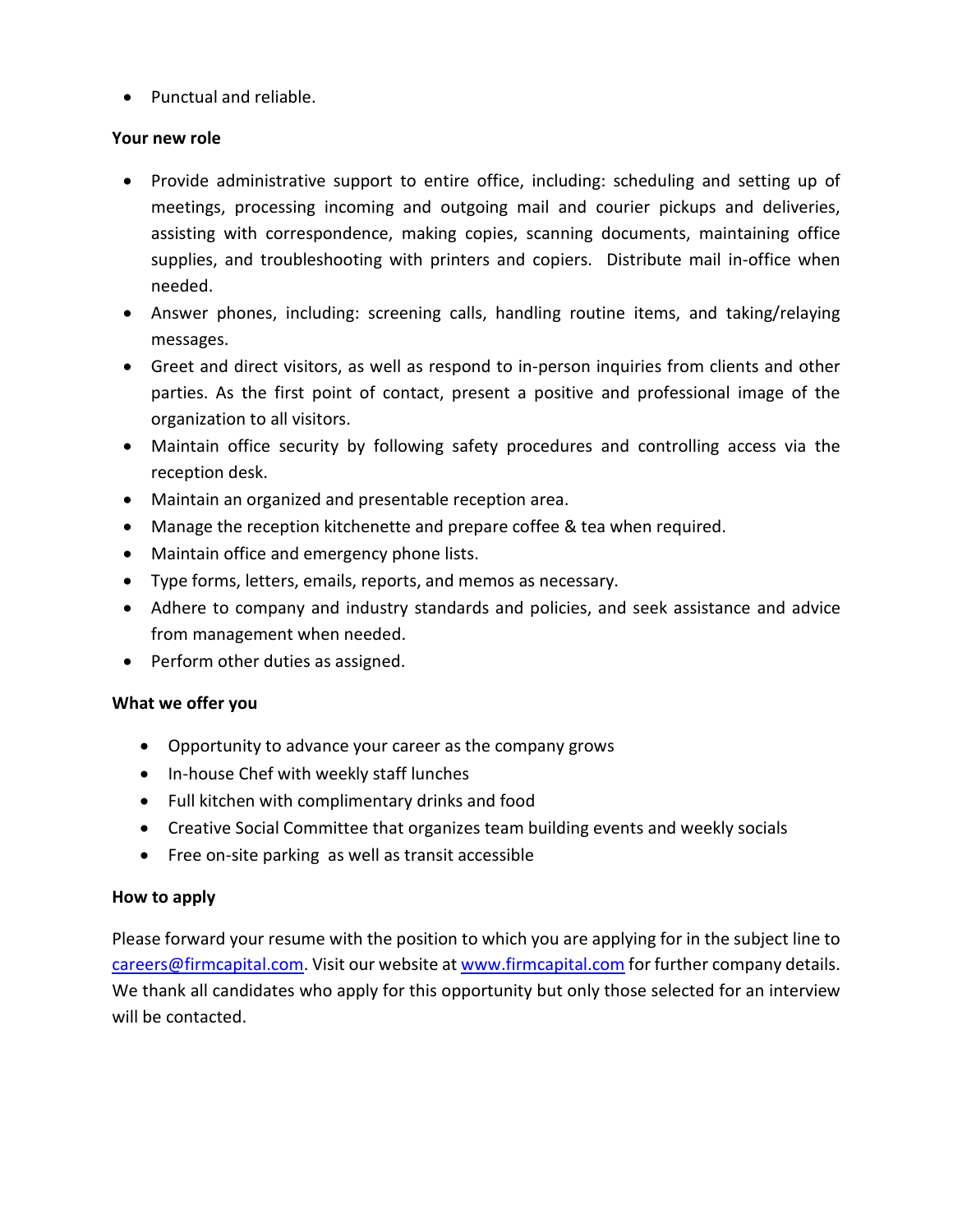- Punctual and reliable.

**Your new role**

- Provide administrative support to entire office, including: scheduling and setting up of meetings, processing incoming and outgoing mail and courier pickups and deliveries, assisting with correspondence, making copies, scanning documents, maintaining office supplies, and troubleshooting with printers and copiers. Distribute mail in-office when needed.
- Answer phones, including: screening calls, handling routine items, and taking/relaying messages.
- Greet and direct visitors, as well as respond to in-person inquiries from clients and other parties. As the first point of contact, present a positive and professional image of the organization to all visitors.
- Maintain office security by following safety procedures and controlling access via the reception desk.
- Maintain an organized and presentable reception area.
- Manage the reception kitchenette and prepare coffee & tea when required.
- Maintain office and emergency phone lists.
- Type forms, letters, emails, reports, and memos as necessary.
- Adhere to company and industry standards and policies, and seek assistance and advice from management when needed.
- Perform other duties as assigned.

**What we offer you**

- Opportunity to advance your career as the company grows
- In-house Chef with weekly staff lunches
- Full kitchen with complimentary drinks and food
- Creative Social Committee that organizes team building events and weekly socials
- Free on-site parking as well as transit accessible

**How to apply**

Please forward your resume with the position to which you are applying for in the subject line to careers@firmcapital.com. Visit our website at www.firmcapital.com for further company details. We thank all candidates who apply for this opportunity but only those selected for an interview will be contacted.